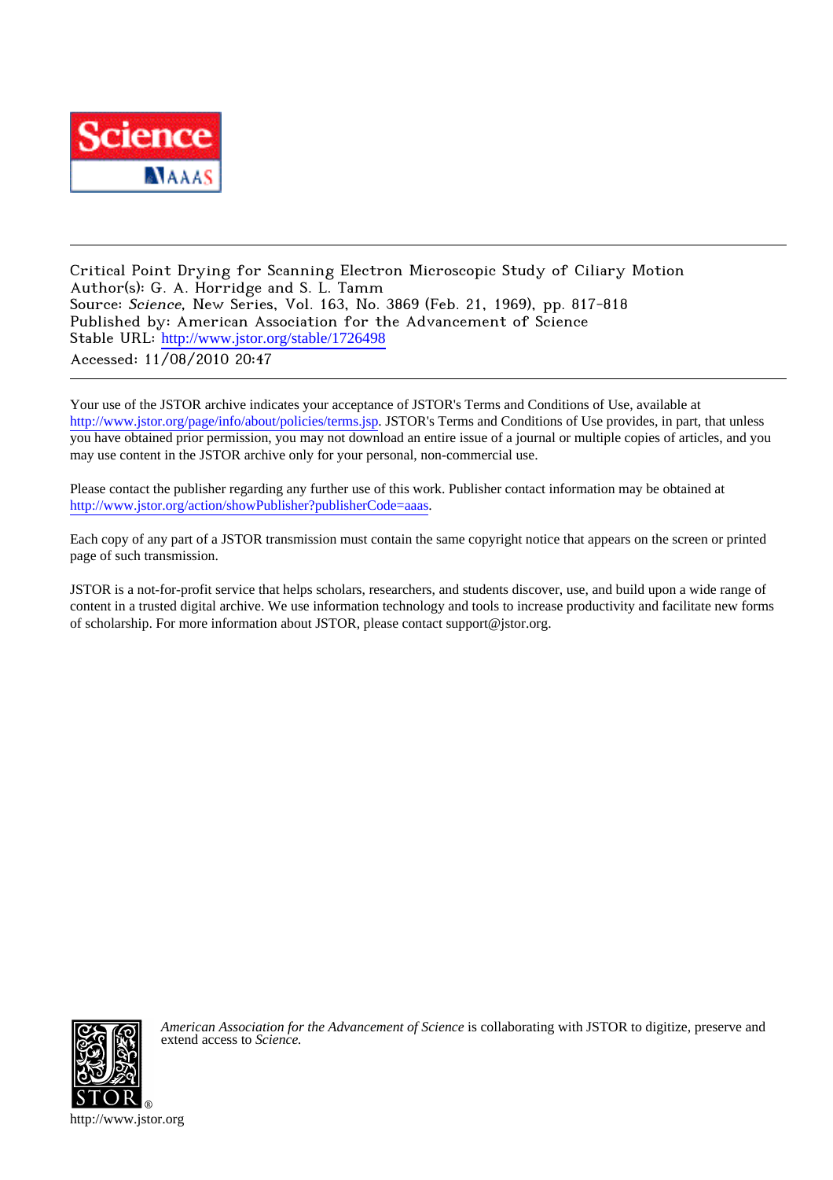Critical Point Drying for Scanning Electron Microscopic Study of Ciliary Motion
Author(s): G. A. Horridge and S. L. Tamm
Source: *Science*, New Series, Vol. 163, No. 3869 (Feb. 21, 1969), pp. 817-818
Published by: American Association for the Advancement of Science
Stable URL: http://www.jstor.org/stable/1726498
Accessed: 11/08/2010 20:47

Your use of the JSTOR archive indicates your acceptance of JSTOR's Terms and Conditions of Use, available at http://www.jstor.org/page/info/about/policies/terms.jsp. JSTOR's Terms and Conditions of Use provides, in part, that unless you have obtained prior permission, you may not download an entire issue of a journal or multiple copies of articles, and you may use content in the JSTOR archive only for your personal, non-commercial use.

Please contact the publisher regarding any further use of this work. Publisher contact information may be obtained at http://www.jstor.org/action/showPublisher?publisherCode=aaas.

Each copy of any part of a JSTOR transmission must contain the same copyright notice that appears on the screen or printed page of such transmission.

JSTOR is a not-for-profit service that helps scholars, researchers, and students discover, use, and build upon a wide range of content in a trusted digital archive. We use information technology and tools to increase productivity and facilitate new forms of scholarship. For more information about JSTOR, please contact support@jstor.org.

*American Association for the Advancement of Science* is collaborating with JSTOR to digitize, preserve and extend access to *Science.*

http://www.jstor.org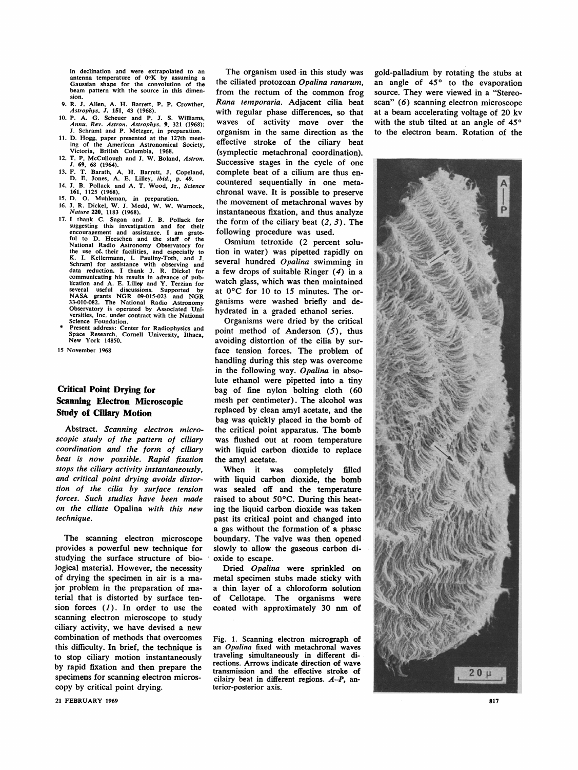in declination and were extrapolated to an antenna temperature of 0°K by assuming a Gaussian shape for the convolution of the beam pattern with the source in this dimension.

9. R. J. Allen, A. H. Barrett, P. P. Crowther, *Astrophys. J.* **151**, 43 (1968).
10. P. A. G. Scheuer and P. J. S. Williams, *Annu. Rev. Astron. Astrophys.* **9**, 321 (1968); J. Schraml and P. Metzger, in preparation.
11. D. Hogg, paper presented at the 127th meeting of the American Astronomical Society, Victoria, British Columbia, 1968.
12. T. P. McCullough and J. W. Boland, *Astron. J.* **69**, 68 (1964).
13. F. T. Barath, A. H. Barrett, J. Copeland, D. E. Jones, A. E. Lilley, *ibid.*, p. 49.
14. J. B. Pollack and A. T. Wood, Jr., *Science* **161**, 1125 (1968).
15. D. O. Muhleman, in preparation.
16. J. R. Dickel, W. J. Medd, W. W. Warnock, *Nature* **220**, 1183 (1968).
17. I thank C. Sagan and J. B. Pollack for suggesting this investigation and for their encouragement and assistance. I am grateful to D. Heeschen and the staff of the National Radio Astronomy Observatory for the use of their facilities, and especially to K. I. Kellermann, I. Pauliny-Toth, and J. Schraml for assistance with observing and data reduction. I thank J. R. Dickel for communicating his results in advance of publication and A. E. Lilley and Y. Terzian for several useful discussions. Supported by NASA grants NGR 09-015-023 and NGR 33-010-082. The National Radio Astronomy Observatory is operated by Associated Universities, Inc. under contract with the National Science Foundation.

\* Present address: Center for Radiophysics and Space Research, Cornell University, Ithaca, New York 14850.

15 November 1968

## Critical Point Drying for Scanning Electron Microscopic Study of Ciliary Motion

*Abstract.* *Scanning electron microscopic study of the pattern of ciliary coordination and the form of ciliary beat is now possible. Rapid fixation stops the ciliary activity instantaneously, and critical point drying avoids distortion of the cilia by surface tension forces. Such studies have been made on the ciliate* Opalina *with this new technique.*

The scanning electron microscope provides a powerful new technique for studying the surface structure of biological material. However, the necessity of drying the specimen in air is a major problem in the preparation of material that is distorted by surface tension forces (*1*). In order to use the scanning electron microscope to study ciliary activity, we have devised a new combination of methods that overcomes this difficulty. In brief, the technique is to stop ciliary motion instantaneously by rapid fixation and then prepare the specimens for scanning electron microscopy by critical point drying.

The organism used in this study was the ciliated protozoan *Opalina ranarum*, from the rectum of the common frog *Rana temporaria*. Adjacent cilia beat with regular phase differences, so that waves of activity move over the organism in the same direction as the effective stroke of the ciliary beat (symplectic metachronal coordination). Successive stages in the cycle of one complete beat of a cilium are thus encountered sequentially in one metachronal wave. It is possible to preserve the movement of metachronal waves by instantaneous fixation, and thus analyze the form of the ciliary beat (*2, 3*). The following procedure was used.

Osmium tetroxide (2 percent solution in water) was pipetted rapidly on several hundred *Opalina* swimming in a few drops of suitable Ringer (*4*) in a watch glass, which was then maintained at 0°C for 10 to 15 minutes. The organisms were washed briefly and dehydrated in a graded ethanol series.

Organisms were dried by the critical point method of Anderson (*5*), thus avoiding distortion of the cilia by surface tension forces. The problem of handling during this step was overcome in the following way. *Opalina* in absolute ethanol were pipetted into a tiny bag of fine nylon bolting cloth (60 mesh per centimeter). The alcohol was replaced by clean amyl acetate, and the bag was quickly placed in the bomb of the critical point apparatus. The bomb was flushed out at room temperature with liquid carbon dioxide to replace the amyl acetate.

When it was completely filled with liquid carbon dioxide, the bomb was sealed off and the temperature raised to about 50°C. During this heating the liquid carbon dioxide was taken past its critical point and changed into a gas without the formation of a phase boundary. The valve was then opened slowly to allow the gaseous carbon dioxide to escape.

Dried *Opalina* were sprinkled on metal specimen stubs made sticky with a thin layer of a chloroform solution of Cellotape. The organisms were coated with approximately 30 nm of gold-palladium by rotating the stubs at an angle of 45° to the evaporation source. They were viewed in a "Stereoscan" (*6*) scanning electron microscope at a beam accelerating voltage of 20 kv with the stub tilted at an angle of 45° to the electron beam. Rotation of the

Fig. 1. Scanning electron micrograph of an *Opalina* fixed with metachronal waves traveling simultaneously in different directions. Arrows indicate direction of wave transmission and the effective stroke of cilairy beat in different regions. *A–P*, anterior-posterior axis.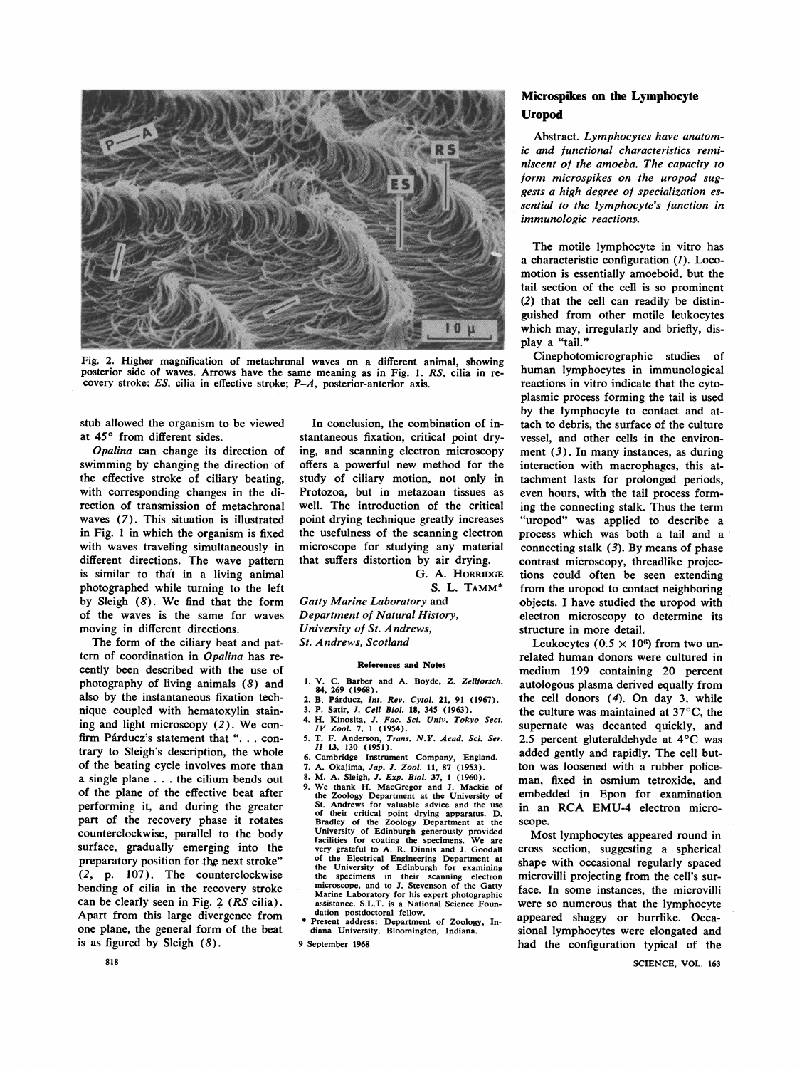Fig. 2. Higher magnification of metachronal waves on a different animal, showing posterior side of waves. Arrows have the same meaning as in Fig. 1. *RS*, cilia in recovery stroke; *ES*, cilia in effective stroke; *P–A*, posterior-anterior axis.

stub allowed the organism to be viewed at 45° from different sides.

*Opalina* can change its direction of swimming by changing the direction of the effective stroke of ciliary beating, with corresponding changes in the direction of transmission of metachronal waves (*7*). This situation is illustrated in Fig. 1 in which the organism is fixed with waves traveling simultaneously in different directions. The wave pattern is similar to that in a living animal photographed while turning to the left by Sleigh (*8*). We find that the form of the waves is the same for waves moving in different directions.

The form of the ciliary beat and pattern of coordination in *Opalina* has recently been described with the use of photography of living animals (*8*) and also by the instantaneous fixation technique coupled with hematoxylin staining and light microscopy (*2*). We confirm Párducz's statement that ". . . contrary to Sleigh's description, the whole of the beating cycle involves more than a single plane . . . the cilium bends out of the plane of the effective beat after performing it, and during the greater part of the recovery phase it rotates counterclockwise, parallel to the body surface, gradually emerging into the preparatory position for the next stroke" (*2*, p. 107). The counterclockwise bending of cilia in the recovery stroke can be clearly seen in Fig. 2 (*RS* cilia). Apart from this large divergence from one plane, the general form of the beat is as figured by Sleigh (*8*).

In conclusion, the combination of instantaneous fixation, critical point drying, and scanning electron microscopy offers a powerful new method for the study of ciliary motion, not only in Protozoa, but in metazoan tissues as well. The introduction of the critical point drying technique greatly increases the usefulness of the scanning electron microscope for studying any material that suffers distortion by air drying.

G. A. HORRIDGE
S. L. TAMM*

*Gatty Marine Laboratory and Department of Natural History, University of St. Andrews, St. Andrews, Scotland*

### References and Notes

1. V. C. Barber and A. Boyde, *Z. Zellforsch.* **84**, 269 (1968).
2. B. Párducz, *Int. Rev. Cytol.* **21**, 91 (1967).
3. P. Satir, *J. Cell Biol.* **18**, 345 (1963).
4. H. Kinosita, *J. Fac. Sci. Univ. Tokyo Sect. IV Zool.* **7**, 1 (1954).
5. T. F. Anderson, *Trans. N.Y. Acad. Sci. Ser. II* **13**, 130 (1951).
6. Cambridge Instrument Company, England.
7. A. Okajima, *Jap. J. Zool.* **11**, 87 (1953).
8. M. A. Sleigh, *J. Exp. Biol.* **37**, 1 (1960).
9. We thank H. MacGregor and J. Mackie of the Zoology Department at the University of St. Andrews for valuable advice and the use of their critical point drying apparatus. D. Bradley of the Zoology Department at the University of Edinburgh generously provided facilities for coating the specimens. We are very grateful to A. R. Dinnis and J. Goodall of the Electrical Engineering Department at the University of Edinburgh for examining the specimens in their scanning electron microscope, and to J. Stevenson of the Gatty Marine Laboratory for his expert photographic assistance. S.L.T. is a National Science Foundation postdoctoral fellow.

\* Present address: Department of Zoology, Indiana University, Bloomington, Indiana.

9 September 1968

## Microspikes on the Lymphocyte Uropod

*Abstract. Lymphocytes have anatomic and functional characteristics reminiscent of the amoeba. The capacity to form microspikes on the uropod suggests a high degree of specialization essential to the lymphocyte's function in immunologic reactions.*

The motile lymphocyte in vitro has a characteristic configuration (*1*). Locomotion is essentially amoeboid, but the tail section of the cell is so prominent (*2*) that the cell can readily be distinguished from other motile leukocytes which may, irregularly and briefly, display a "tail."

Cinephotomicrographic studies of human lymphocytes in immunological reactions in vitro indicate that the cytoplasmic process forming the tail is used by the lymphocyte to contact and attach to debris, the surface of the culture vessel, and other cells in the environment (*3*). In many instances, as during interaction with macrophages, this attachment lasts for prolonged periods, even hours, with the tail process forming the connecting stalk. Thus the term "uropod" was applied to describe a process which was both a tail and a connecting stalk (*3*). By means of phase contrast microscopy, threadlike projections could often be seen extending from the uropod to contact neighboring objects. I have studied the uropod with electron microscopy to determine its structure in more detail.

Leukocytes ($0.5 \times 10^6$) from two unrelated human donors were cultured in medium 199 containing 20 percent autologous plasma derived equally from the cell donors (*4*). On day 3, while the culture was maintained at 37°C, the supernate was decanted quickly, and 2.5 percent gluteraldehyde at 4°C was added gently and rapidly. The cell button was loosened with a rubber policeman, fixed in osmium tetroxide, and embedded in Epon for examination in an RCA EMU-4 electron microscope.

Most lymphocytes appeared round in cross section, suggesting a spherical shape with occasional regularly spaced microvilli projecting from the cell's surface. In some instances, the microvilli were so numerous that the lymphocyte appeared shaggy or burrlike. Occasional lymphocytes were elongated and had the configuration typical of the